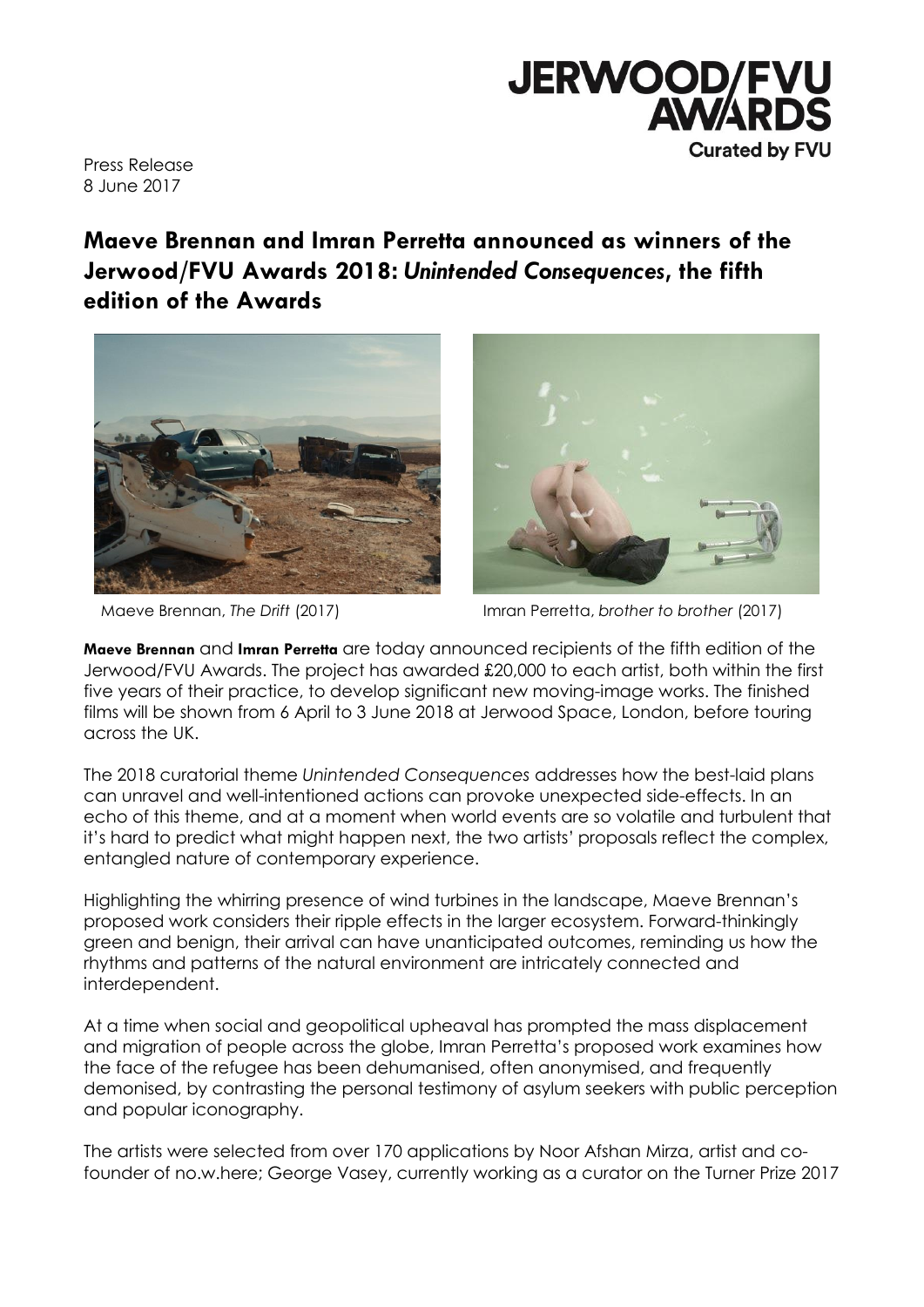JERWOOD/FVU AWARDS
Curated by FVU

Press Release
8 June 2017

# Maeve Brennan and Imran Perretta announced as winners of the Jerwood/FVU Awards 2018: *Unintended Consequences*, the fifth edition of the Awards

Maeve Brennan, *The Drift* (2017)    Imran Perretta, *brother to brother* (2017)

**Maeve Brennan** and **Imran Perretta** are today announced recipients of the fifth edition of the Jerwood/FVU Awards. The project has awarded £20,000 to each artist, both within the first five years of their practice, to develop significant new moving-image works. The finished films will be shown from 6 April to 3 June 2018 at Jerwood Space, London, before touring across the UK.

The 2018 curatorial theme *Unintended Consequences* addresses how the best-laid plans can unravel and well-intentioned actions can provoke unexpected side-effects. In an echo of this theme, and at a moment when world events are so volatile and turbulent that it's hard to predict what might happen next, the two artists' proposals reflect the complex, entangled nature of contemporary experience.

Highlighting the whirring presence of wind turbines in the landscape, Maeve Brennan's proposed work considers their ripple effects in the larger ecosystem. Forward-thinkingly green and benign, their arrival can have unanticipated outcomes, reminding us how the rhythms and patterns of the natural environment are intricately connected and interdependent.

At a time when social and geopolitical upheaval has prompted the mass displacement and migration of people across the globe, Imran Perretta's proposed work examines how the face of the refugee has been dehumanised, often anonymised, and frequently demonised, by contrasting the personal testimony of asylum seekers with public perception and popular iconography.

The artists were selected from over 170 applications by Noor Afshan Mirza, artist and co-founder of no.w.here; George Vasey, currently working as a curator on the Turner Prize 2017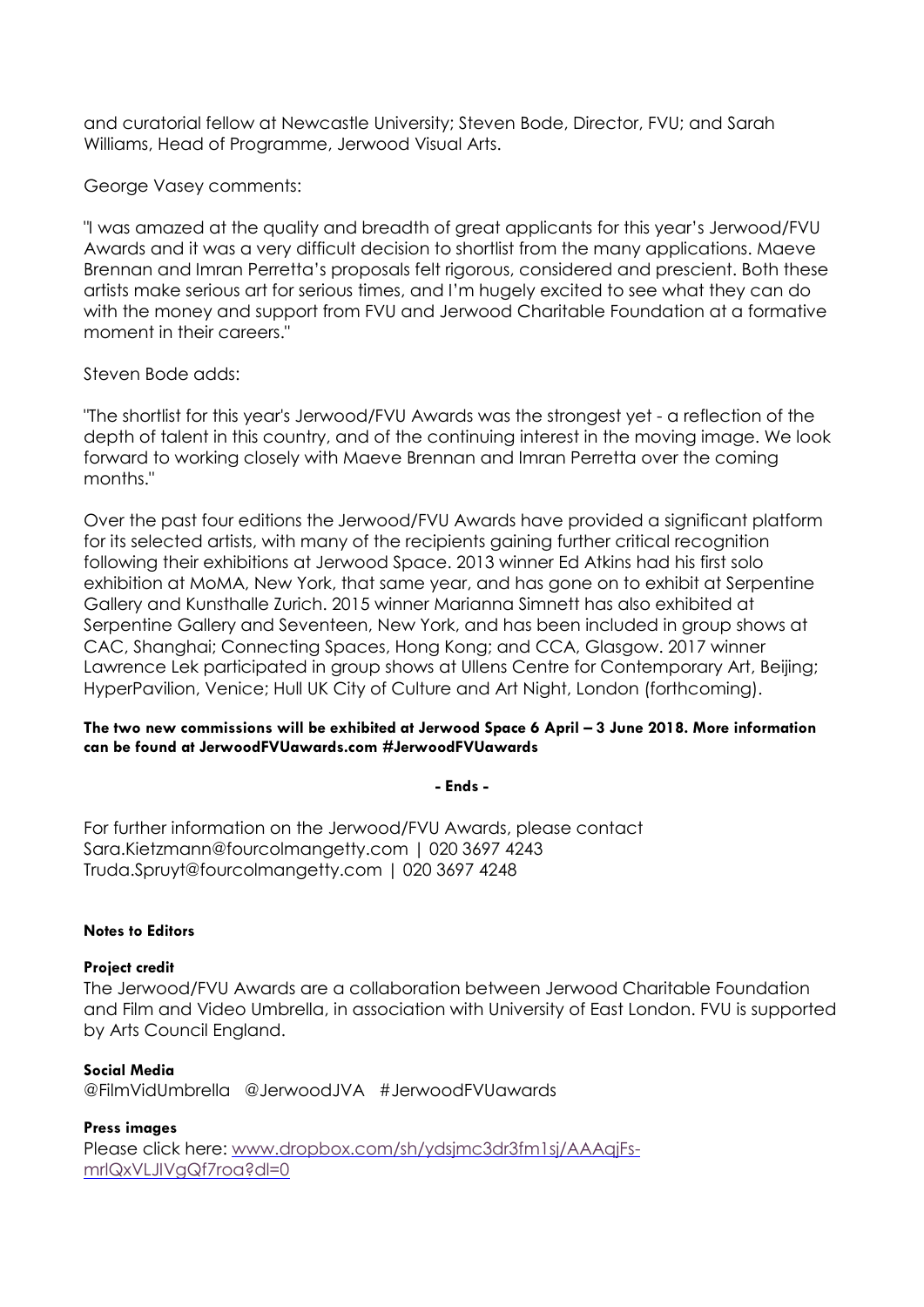and curatorial fellow at Newcastle University; Steven Bode, Director, FVU; and Sarah Williams, Head of Programme, Jerwood Visual Arts.

George Vasey comments:

"I was amazed at the quality and breadth of great applicants for this year's Jerwood/FVU Awards and it was a very difficult decision to shortlist from the many applications. Maeve Brennan and Imran Perretta's proposals felt rigorous, considered and prescient. Both these artists make serious art for serious times, and I'm hugely excited to see what they can do with the money and support from FVU and Jerwood Charitable Foundation at a formative moment in their careers."

Steven Bode adds:

"The shortlist for this year's Jerwood/FVU Awards was the strongest yet - a reflection of the depth of talent in this country, and of the continuing interest in the moving image. We look forward to working closely with Maeve Brennan and Imran Perretta over the coming months."

Over the past four editions the Jerwood/FVU Awards have provided a significant platform for its selected artists, with many of the recipients gaining further critical recognition following their exhibitions at Jerwood Space. 2013 winner Ed Atkins had his first solo exhibition at MoMA, New York, that same year, and has gone on to exhibit at Serpentine Gallery and Kunsthalle Zurich. 2015 winner Marianna Simnett has also exhibited at Serpentine Gallery and Seventeen, New York, and has been included in group shows at CAC, Shanghai; Connecting Spaces, Hong Kong; and CCA, Glasgow. 2017 winner Lawrence Lek participated in group shows at Ullens Centre for Contemporary Art, Beijing; HyperPavilion, Venice; Hull UK City of Culture and Art Night, London (forthcoming).

**The two new commissions will be exhibited at Jerwood Space 6 April – 3 June 2018. More information can be found at JerwoodFVUawards.com #JerwoodFVUawards**

**- Ends -**

For further information on the Jerwood/FVU Awards, please contact
Sara.Kietzmann@fourcolmangetty.com | 020 3697 4243
Truda.Spruyt@fourcolmangetty.com | 020 3697 4248

**Notes to Editors**

**Project credit**

The Jerwood/FVU Awards are a collaboration between Jerwood Charitable Foundation and Film and Video Umbrella, in association with University of East London. FVU is supported by Arts Council England.

**Social Media**

@FilmVidUmbrella @JerwoodJVA #JerwoodFVUawards

**Press images**

Please click here: www.dropbox.com/sh/ydsjmc3dr3fm1sj/AAAqjFs-mrlQxVLJIVgQf7roa?dl=0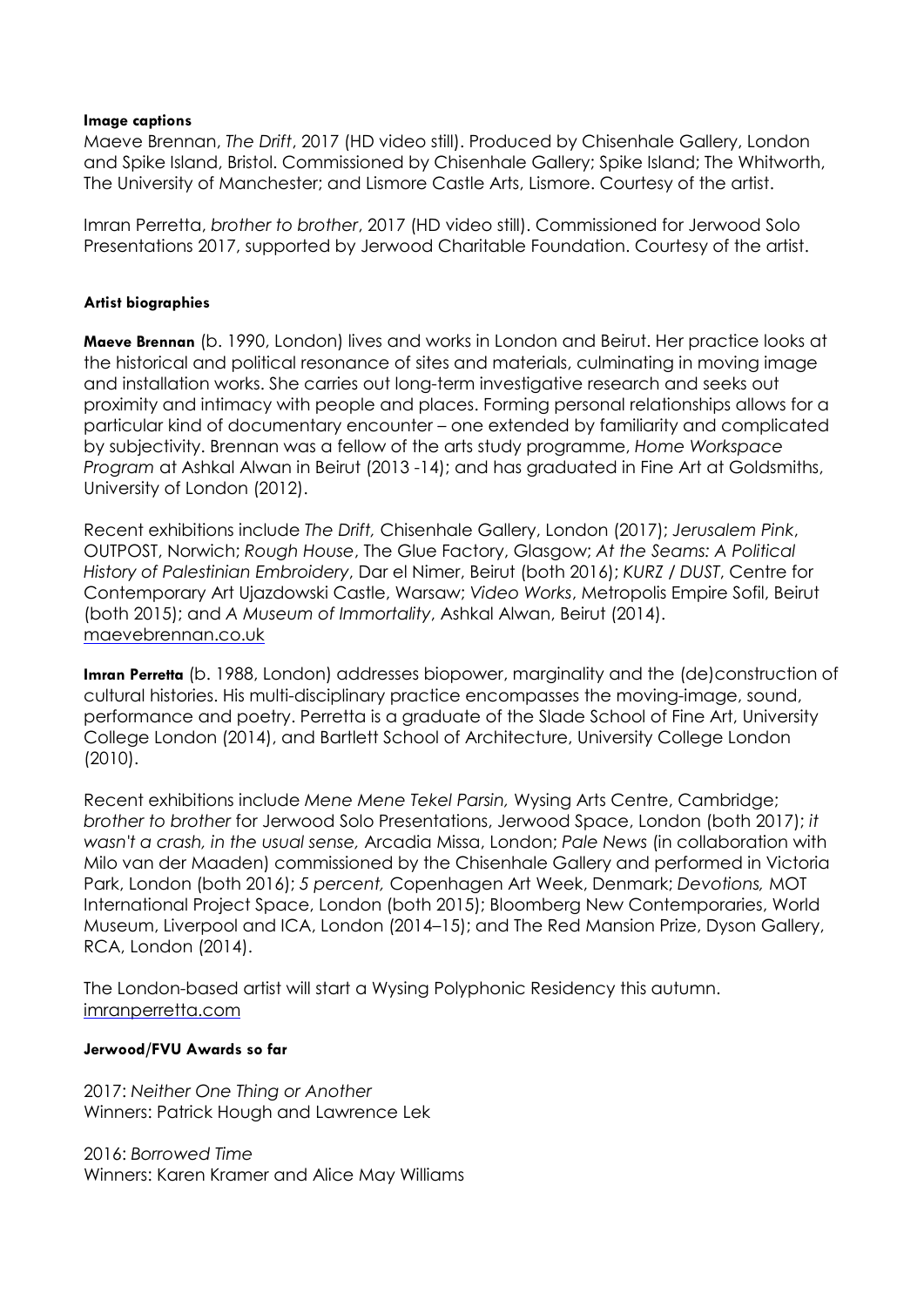**Image captions**

Maeve Brennan, *The Drift*, 2017 (HD video still). Produced by Chisenhale Gallery, London and Spike Island, Bristol. Commissioned by Chisenhale Gallery; Spike Island; The Whitworth, The University of Manchester; and Lismore Castle Arts, Lismore. Courtesy of the artist.

Imran Perretta, *brother to brother*, 2017 (HD video still). Commissioned for Jerwood Solo Presentations 2017, supported by Jerwood Charitable Foundation. Courtesy of the artist.

**Artist biographies**

**Maeve Brennan** (b. 1990, London) lives and works in London and Beirut. Her practice looks at the historical and political resonance of sites and materials, culminating in moving image and installation works. She carries out long-term investigative research and seeks out proximity and intimacy with people and places. Forming personal relationships allows for a particular kind of documentary encounter – one extended by familiarity and complicated by subjectivity. Brennan was a fellow of the arts study programme, *Home Workspace Program* at Ashkal Alwan in Beirut (2013 -14); and has graduated in Fine Art at Goldsmiths, University of London (2012).

Recent exhibitions include *The Drift,* Chisenhale Gallery, London (2017); *Jerusalem Pink*, OUTPOST, Norwich; *Rough House*, The Glue Factory, Glasgow; *At the Seams: A Political History of Palestinian Embroidery*, Dar el Nimer, Beirut (both 2016); *KURZ / DUST*, Centre for Contemporary Art Ujazdowski Castle, Warsaw; *Video Works*, Metropolis Empire Sofil, Beirut (both 2015); and *A Museum of Immortality*, Ashkal Alwan, Beirut (2014).
maevebrennan.co.uk

**Imran Perretta** (b. 1988, London) addresses biopower, marginality and the (de)construction of cultural histories. His multi-disciplinary practice encompasses the moving-image, sound, performance and poetry. Perretta is a graduate of the Slade School of Fine Art, University College London (2014), and Bartlett School of Architecture, University College London (2010).

Recent exhibitions include *Mene Mene Tekel Parsin,* Wysing Arts Centre, Cambridge; *brother to brother* for Jerwood Solo Presentations, Jerwood Space, London (both 2017); *it wasn't a crash, in the usual sense,* Arcadia Missa, London; *Pale News* (in collaboration with Milo van der Maaden) commissioned by the Chisenhale Gallery and performed in Victoria Park, London (both 2016); *5 percent,* Copenhagen Art Week, Denmark; *Devotions,* MOT International Project Space, London (both 2015); Bloomberg New Contemporaries, World Museum, Liverpool and ICA, London (2014–15); and The Red Mansion Prize, Dyson Gallery, RCA, London (2014).

The London-based artist will start a Wysing Polyphonic Residency this autumn.
imranperretta.com

**Jerwood/FVU Awards so far**

2017: *Neither One Thing or Another*
Winners: Patrick Hough and Lawrence Lek

2016: *Borrowed Time*
Winners: Karen Kramer and Alice May Williams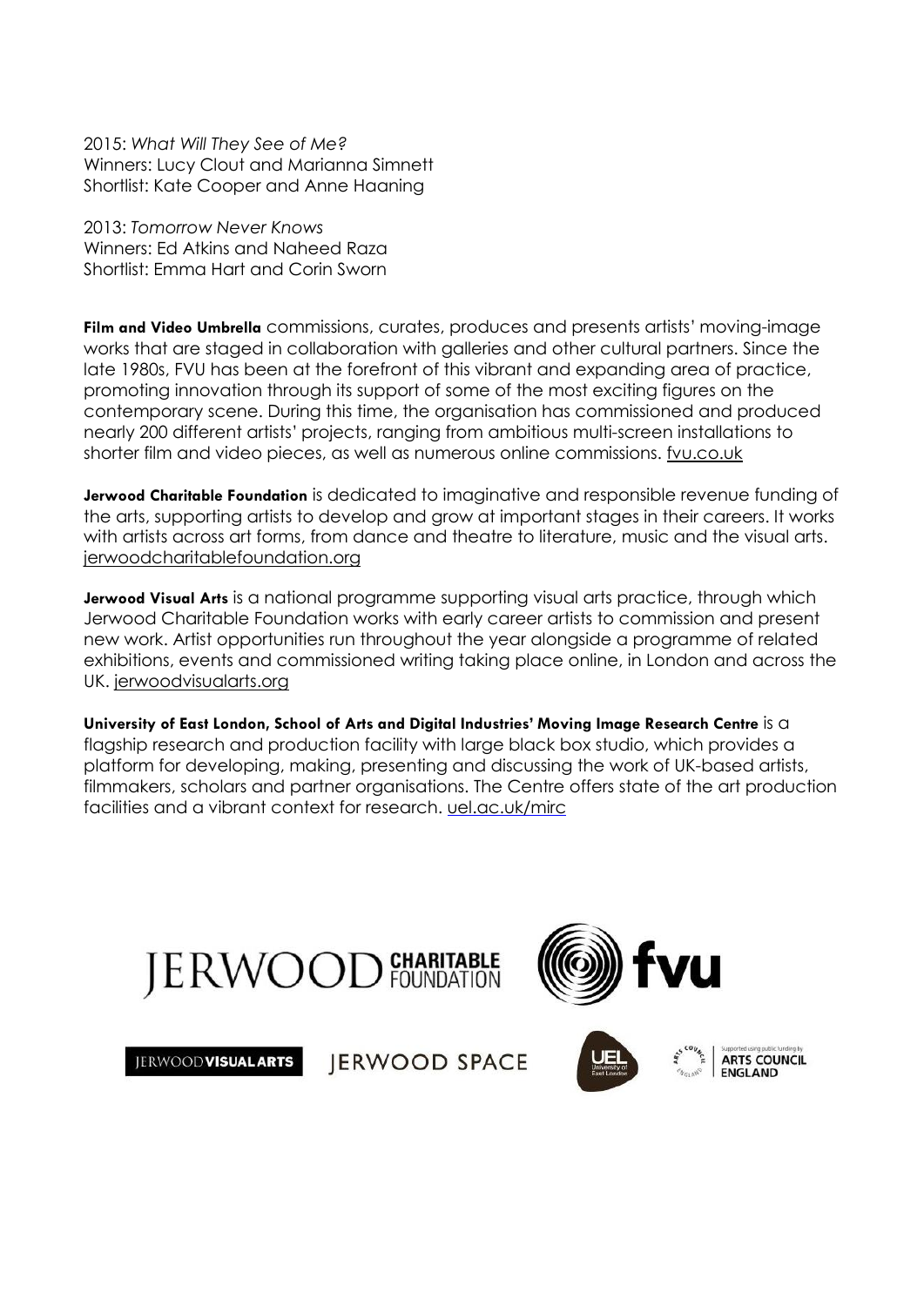2015: *What Will They See of Me?*
Winners: Lucy Clout and Marianna Simnett
Shortlist: Kate Cooper and Anne Haaning

2013: *Tomorrow Never Knows*
Winners: Ed Atkins and Naheed Raza
Shortlist: Emma Hart and Corin Sworn

**Film and Video Umbrella** commissions, curates, produces and presents artists' moving-image works that are staged in collaboration with galleries and other cultural partners. Since the late 1980s, FVU has been at the forefront of this vibrant and expanding area of practice, promoting innovation through its support of some of the most exciting figures on the contemporary scene. During this time, the organisation has commissioned and produced nearly 200 different artists' projects, ranging from ambitious multi-screen installations to shorter film and video pieces, as well as numerous online commissions. fvu.co.uk

**Jerwood Charitable Foundation** is dedicated to imaginative and responsible revenue funding of the arts, supporting artists to develop and grow at important stages in their careers. It works with artists across art forms, from dance and theatre to literature, music and the visual arts. jerwoodcharitablefoundation.org

**Jerwood Visual Arts** is a national programme supporting visual arts practice, through which Jerwood Charitable Foundation works with early career artists to commission and present new work. Artist opportunities run throughout the year alongside a programme of related exhibitions, events and commissioned writing taking place online, in London and across the UK. jerwoodvisualarts.org

**University of East London, School of Arts and Digital Industries' Moving Image Research Centre** is a flagship research and production facility with large black box studio, which provides a platform for developing, making, presenting and discussing the work of UK-based artists, filmmakers, scholars and partner organisations. The Centre offers state of the art production facilities and a vibrant context for research. uel.ac.uk/mirc

JERWOOD CHARITABLE FOUNDATION

fvu

JERWOOD VISUAL ARTS

JERWOOD SPACE

UEL University of East London

Supported using public funding by ARTS COUNCIL ENGLAND